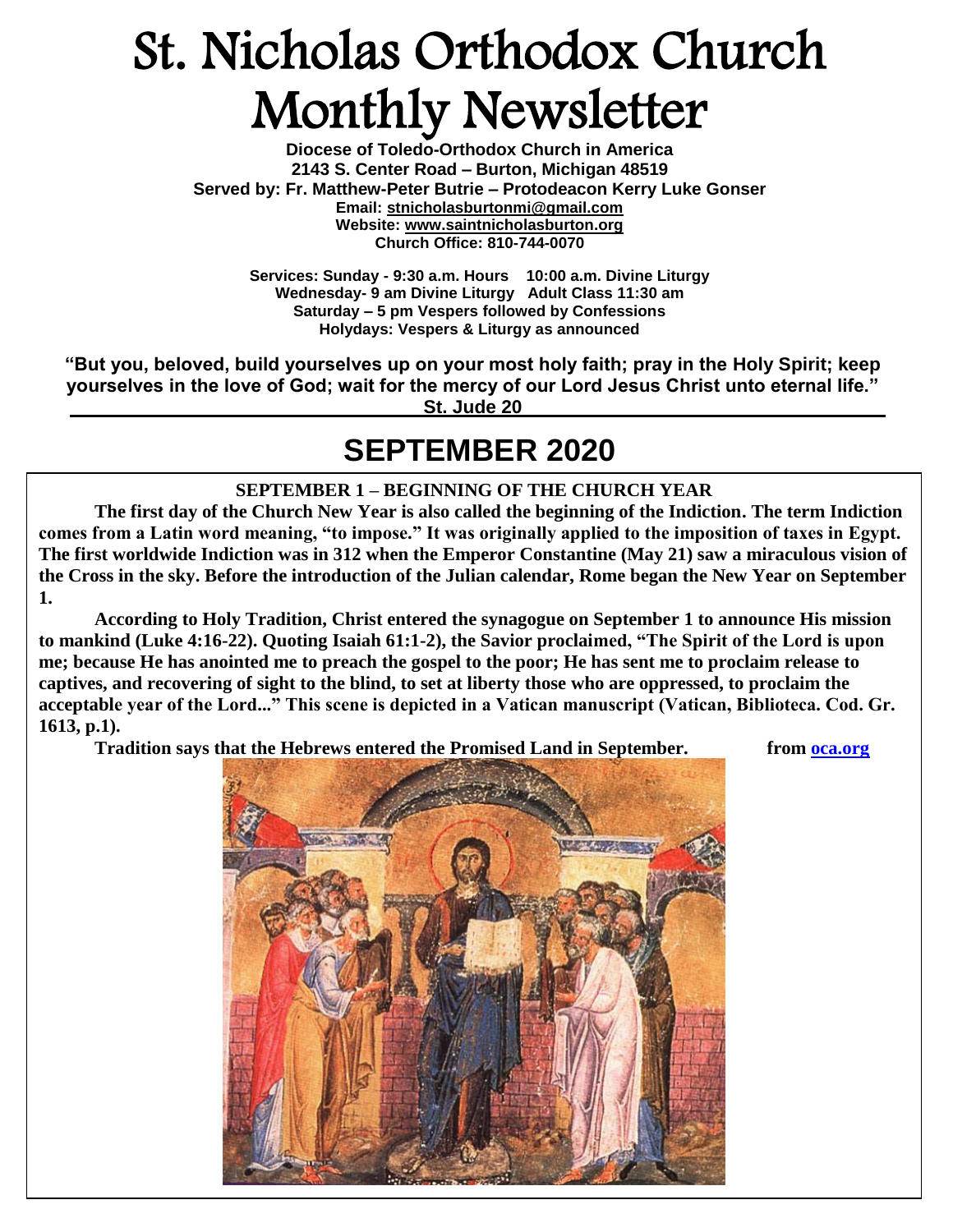# St. Nicholas Orthodox Church Monthly Newsletter

**Diocese of Toledo-Orthodox Church in America**
**2143 S. Center Road – Burton, Michigan 48519**
**Served by: Fr. Matthew-Peter Butrie – Protodeacon Kerry Luke Gonser**
**Email: stnicholasburtonmi@gmail.com**
**Website: www.saintnicholasburton.org**
**Church Office: 810-744-0070**

**Services: Sunday - 9:30 a.m. Hours 10:00 a.m. Divine Liturgy**
**Wednesday- 9 am Divine Liturgy Adult Class 11:30 am**
**Saturday – 5 pm Vespers followed by Confessions**
**Holydays: Vespers & Liturgy as announced**

**"But you, beloved, build yourselves up on your most holy faith; pray in the Holy Spirit; keep yourselves in the love of God; wait for the mercy of our Lord Jesus Christ unto eternal life." St. Jude 20**

## SEPTEMBER 2020

**SEPTEMBER 1 – BEGINNING OF THE CHURCH YEAR**

**The first day of the Church New Year is also called the beginning of the Indiction. The term Indiction comes from a Latin word meaning, "to impose." It was originally applied to the imposition of taxes in Egypt. The first worldwide Indiction was in 312 when the Emperor Constantine (May 21) saw a miraculous vision of the Cross in the sky. Before the introduction of the Julian calendar, Rome began the New Year on September 1.**

**According to Holy Tradition, Christ entered the synagogue on September 1 to announce His mission to mankind (Luke 4:16-22). Quoting Isaiah 61:1-2), the Savior proclaimed, "The Spirit of the Lord is upon me; because He has anointed me to preach the gospel to the poor; He has sent me to proclaim release to captives, and recovering of sight to the blind, to set at liberty those who are oppressed, to proclaim the acceptable year of the Lord..." This scene is depicted in a Vatican manuscript (Vatican, Biblioteca. Cod. Gr. 1613, p.1).**

**Tradition says that the Hebrews entered the Promised Land in September. from oca.org**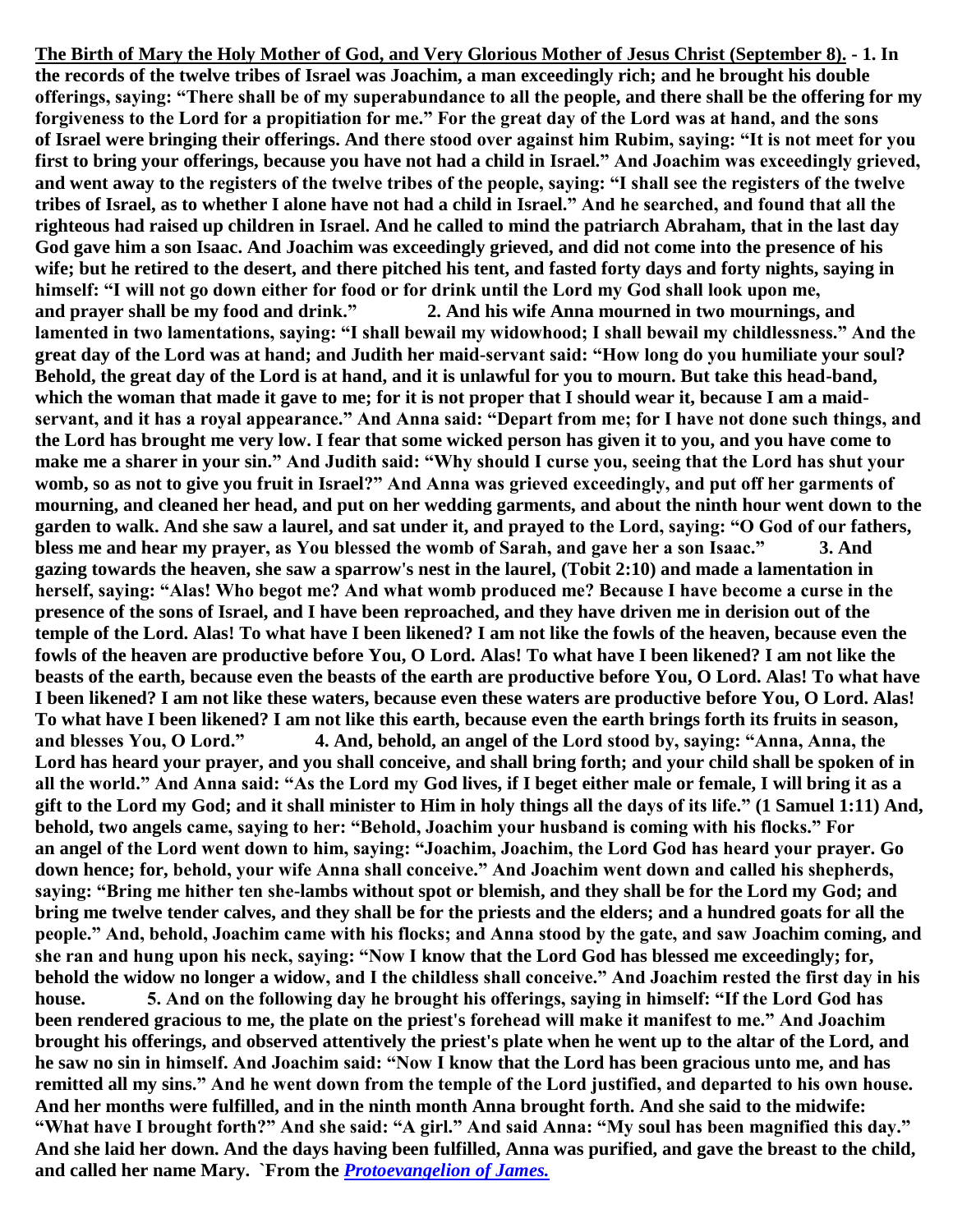**The Birth of Mary the Holy Mother of God, and Very Glorious Mother of Jesus Christ (September 8).** - **1. In the records of the twelve tribes of Israel was Joachim, a man exceedingly rich; and he brought his double offerings, saying: "There shall be of my superabundance to all the people, and there shall be the offering for my forgiveness to the Lord for a propitiation for me." For the great day of the Lord was at hand, and the sons of Israel were bringing their offerings. And there stood over against him Rubim, saying: "It is not meet for you first to bring your offerings, because you have not had a child in Israel." And Joachim was exceedingly grieved, and went away to the registers of the twelve tribes of the people, saying: "I shall see the registers of the twelve tribes of Israel, as to whether I alone have not had a child in Israel." And he searched, and found that all the righteous had raised up children in Israel. And he called to mind the patriarch Abraham, that in the last day God gave him a son Isaac. And Joachim was exceedingly grieved, and did not come into the presence of his wife; but he retired to the desert, and there pitched his tent, and fasted forty days and forty nights, saying in himself: "I will not go down either for food or for drink until the Lord my God shall look upon me, and prayer shall be my food and drink." 2. And his wife Anna mourned in two mournings, and lamented in two lamentations, saying: "I shall bewail my widowhood; I shall bewail my childlessness." And the great day of the Lord was at hand; and Judith her maid-servant said: "How long do you humiliate your soul? Behold, the great day of the Lord is at hand, and it is unlawful for you to mourn. But take this head-band, which the woman that made it gave to me; for it is not proper that I should wear it, because I am a maid-servant, and it has a royal appearance." And Anna said: "Depart from me; for I have not done such things, and the Lord has brought me very low. I fear that some wicked person has given it to you, and you have come to make me a sharer in your sin." And Judith said: "Why should I curse you, seeing that the Lord has shut your womb, so as not to give you fruit in Israel?" And Anna was grieved exceedingly, and put off her garments of mourning, and cleaned her head, and put on her wedding garments, and about the ninth hour went down to the garden to walk. And she saw a laurel, and sat under it, and prayed to the Lord, saying: "O God of our fathers, bless me and hear my prayer, as You blessed the womb of Sarah, and gave her a son Isaac." 3. And gazing towards the heaven, she saw a sparrow's nest in the laurel, (Tobit 2:10) and made a lamentation in herself, saying: "Alas! Who begot me? And what womb produced me? Because I have become a curse in the presence of the sons of Israel, and I have been reproached, and they have driven me in derision out of the temple of the Lord. Alas! To what have I been likened? I am not like the fowls of the heaven, because even the fowls of the heaven are productive before You, O Lord. Alas! To what have I been likened? I am not like the beasts of the earth, because even the beasts of the earth are productive before You, O Lord. Alas! To what have I been likened? I am not like these waters, because even these waters are productive before You, O Lord. Alas! To what have I been likened? I am not like this earth, because even the earth brings forth its fruits in season, and blesses You, O Lord." 4. And, behold, an angel of the Lord stood by, saying: "Anna, Anna, the Lord has heard your prayer, and you shall conceive, and shall bring forth; and your child shall be spoken of in all the world." And Anna said: "As the Lord my God lives, if I beget either male or female, I will bring it as a gift to the Lord my God; and it shall minister to Him in holy things all the days of its life." (1 Samuel 1:11) And, behold, two angels came, saying to her: "Behold, Joachim your husband is coming with his flocks." For an angel of the Lord went down to him, saying: "Joachim, Joachim, the Lord God has heard your prayer. Go down hence; for, behold, your wife Anna shall conceive." And Joachim went down and called his shepherds, saying: "Bring me hither ten she-lambs without spot or blemish, and they shall be for the Lord my God; and bring me twelve tender calves, and they shall be for the priests and the elders; and a hundred goats for all the people." And, behold, Joachim came with his flocks; and Anna stood by the gate, and saw Joachim coming, and she ran and hung upon his neck, saying: "Now I know that the Lord God has blessed me exceedingly; for, behold the widow no longer a widow, and I the childless shall conceive." And Joachim rested the first day in his house. 5. And on the following day he brought his offerings, saying in himself: "If the Lord God has been rendered gracious to me, the plate on the priest's forehead will make it manifest to me." And Joachim brought his offerings, and observed attentively the priest's plate when he went up to the altar of the Lord, and he saw no sin in himself. And Joachim said: "Now I know that the Lord has been gracious unto me, and has remitted all my sins." And he went down from the temple of the Lord justified, and departed to his own house. And her months were fulfilled, and in the ninth month Anna brought forth. And she said to the midwife: "What have I brought forth?" And she said: "A girl." And said Anna: "My soul has been magnified this day." And she laid her down. And the days having been fulfilled, Anna was purified, and gave the breast to the child, and called her name Mary. `From the** ***Protoevangelion of James.***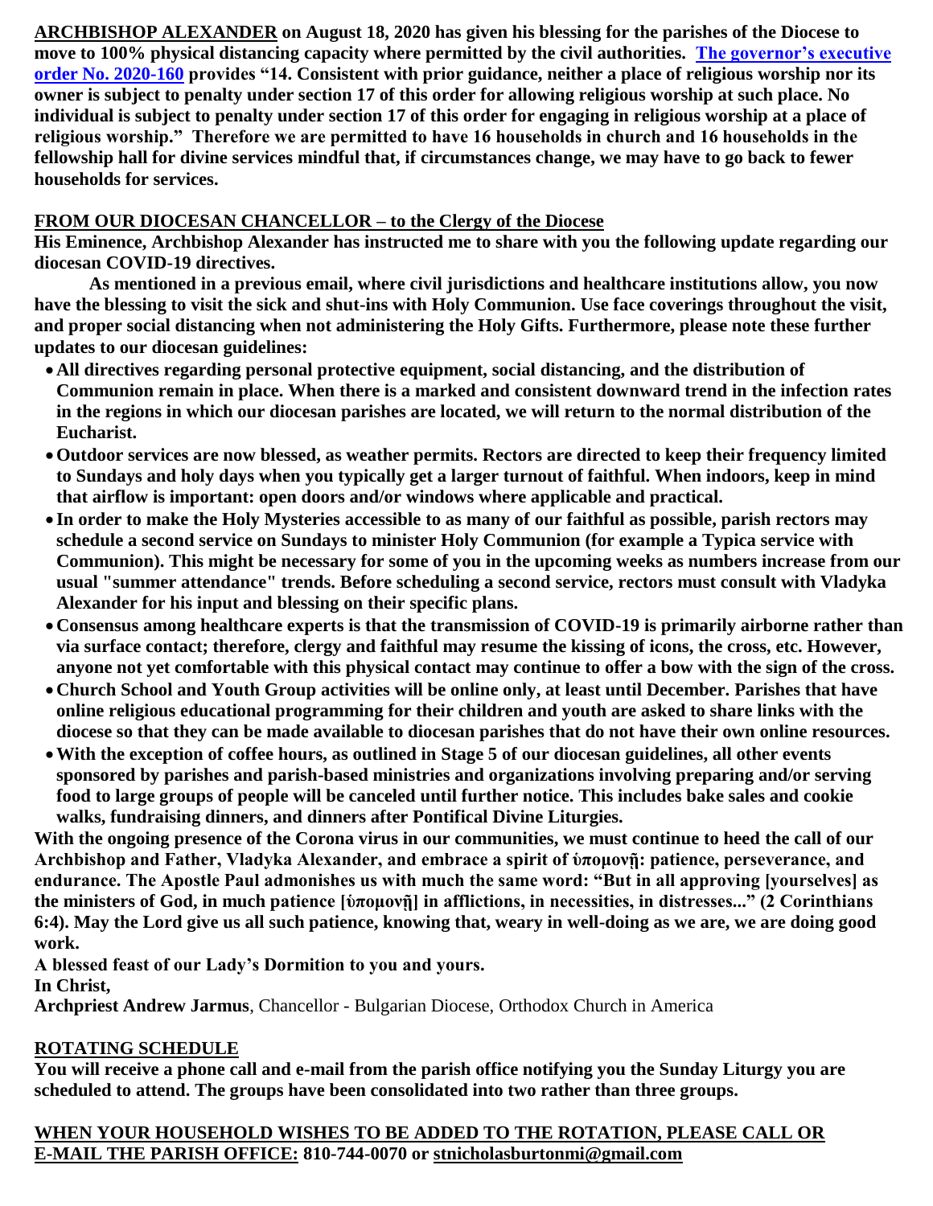**ARCHBISHOP ALEXANDER on August 18, 2020 has given his blessing for the parishes of the Diocese to move to 100% physical distancing capacity where permitted by the civil authorities. The governor's executive order No. 2020-160 provides "14. Consistent with prior guidance, neither a place of religious worship nor its owner is subject to penalty under section 17 of this order for allowing religious worship at such place. No individual is subject to penalty under section 17 of this order for engaging in religious worship at a place of religious worship." Therefore we are permitted to have 16 households in church and 16 households in the fellowship hall for divine services mindful that, if circumstances change, we may have to go back to fewer households for services.**

**FROM OUR DIOCESAN CHANCELLOR – to the Clergy of the Diocese**

**His Eminence, Archbishop Alexander has instructed me to share with you the following update regarding our diocesan COVID-19 directives.**

**As mentioned in a previous email, where civil jurisdictions and healthcare institutions allow, you now have the blessing to visit the sick and shut-ins with Holy Communion. Use face coverings throughout the visit, and proper social distancing when not administering the Holy Gifts. Furthermore, please note these further updates to our diocesan guidelines:**

- **All directives regarding personal protective equipment, social distancing, and the distribution of Communion remain in place. When there is a marked and consistent downward trend in the infection rates in the regions in which our diocesan parishes are located, we will return to the normal distribution of the Eucharist.**
- **Outdoor services are now blessed, as weather permits. Rectors are directed to keep their frequency limited to Sundays and holy days when you typically get a larger turnout of faithful. When indoors, keep in mind that airflow is important: open doors and/or windows where applicable and practical.**
- **In order to make the Holy Mysteries accessible to as many of our faithful as possible, parish rectors may schedule a second service on Sundays to minister Holy Communion (for example a Typica service with Communion). This might be necessary for some of you in the upcoming weeks as numbers increase from our usual "summer attendance" trends. Before scheduling a second service, rectors must consult with Vladyka Alexander for his input and blessing on their specific plans.**
- **Consensus among healthcare experts is that the transmission of COVID-19 is primarily airborne rather than via surface contact; therefore, clergy and faithful may resume the kissing of icons, the cross, etc. However, anyone not yet comfortable with this physical contact may continue to offer a bow with the sign of the cross.**
- **Church School and Youth Group activities will be online only, at least until December. Parishes that have online religious educational programming for their children and youth are asked to share links with the diocese so that they can be made available to diocesan parishes that do not have their own online resources.**
- **With the exception of coffee hours, as outlined in Stage 5 of our diocesan guidelines, all other events sponsored by parishes and parish-based ministries and organizations involving preparing and/or serving food to large groups of people will be canceled until further notice. This includes bake sales and cookie walks, fundraising dinners, and dinners after Pontifical Divine Liturgies.**

**With the ongoing presence of the Corona virus in our communities, we must continue to heed the call of our Archbishop and Father, Vladyka Alexander, and embrace a spirit of ὑπομονῇ: patience, perseverance, and endurance. The Apostle Paul admonishes us with much the same word: "But in all approving [yourselves] as the ministers of God, in much patience [ὑπομονῇ] in afflictions, in necessities, in distresses..." (2 Corinthians 6:4). May the Lord give us all such patience, knowing that, weary in well-doing as we are, we are doing good work.**

**A blessed feast of our Lady's Dormition to you and yours.**

**In Christ,**

**Archpriest Andrew Jarmus**, Chancellor - Bulgarian Diocese, Orthodox Church in America

**ROTATING SCHEDULE**

**You will receive a phone call and e-mail from the parish office notifying you the Sunday Liturgy you are scheduled to attend. The groups have been consolidated into two rather than three groups.**

**WHEN YOUR HOUSEHOLD WISHES TO BE ADDED TO THE ROTATION, PLEASE CALL OR E-MAIL THE PARISH OFFICE: 810-744-0070 or stnicholasburtonmi@gmail.com**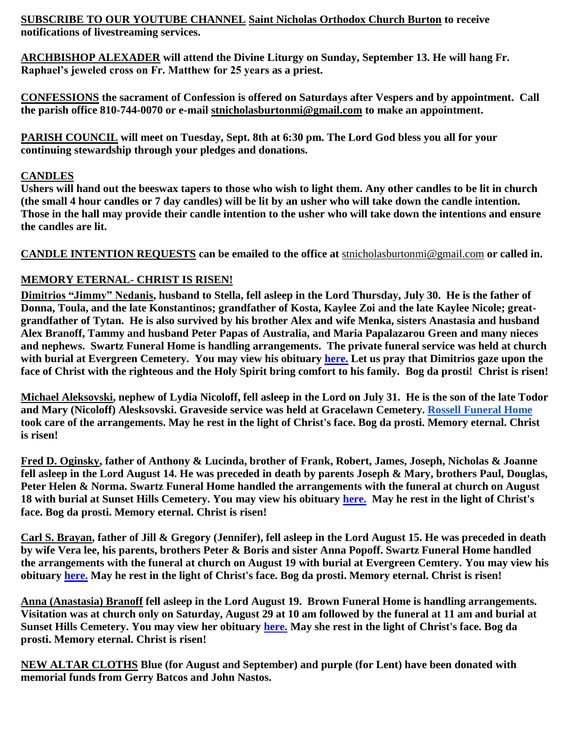**<u>SUBSCRIBE TO OUR YOUTUBE CHANNEL</u> <u>Saint Nicholas Orthodox Church Burton</u> to receive notifications of livestreaming services.**

**<u>ARCHBISHOP ALEXADER</u> will attend the Divine Liturgy on Sunday, September 13. He will hang Fr. Raphael's jeweled cross on Fr. Matthew for 25 years as a priest.**

**<u>CONFESSIONS</u> the sacrament of Confession is offered on Saturdays after Vespers and by appointment. Call the parish office 810-744-0070 or e-mail <u>stnicholasburtonmi@gmail.com</u> to make an appointment.**

**<u>PARISH COUNCIL</u> will meet on Tuesday, Sept. 8th at 6:30 pm. The Lord God bless you all for your continuing stewardship through your pledges and donations.**

**<u>CANDLES</u>**

**Ushers will hand out the beeswax tapers to those who wish to light them. Any other candles to be lit in church (the small 4 hour candles or 7 day candles) will be lit by an usher who will take down the candle intention. Those in the hall may provide their candle intention to the usher who will take down the intentions and ensure the candles are lit.**

**<u>CANDLE INTENTION REQUESTS</u> can be emailed to the office at** <u>stnicholasburtonmi@gmail.com</u> **or called in.**

**<u>MEMORY ETERNAL- CHRIST IS RISEN!</u>**

**<u>Dimitrios "Jimmy" Nedanis</u>, husband to Stella, fell asleep in the Lord Thursday, July 30. He is the father of Donna, Toula, and the late Konstantinos; grandfather of Kosta, Kaylee Zoi and the late Kaylee Nicole; great-grandfather of Tytan. He is also survived by his brother Alex and wife Menka, sisters Anastasia and husband Alex Branoff, Tammy and husband Peter Papas of Australia, and Maria Papalazarou Green and many nieces and nephews. Swartz Funeral Home is handling arrangements. The private funeral service was held at church with burial at Evergreen Cemetery. You may view his obituary <u>here.</u> Let us pray that Dimitrios gaze upon the face of Christ with the righteous and the Holy Spirit bring comfort to his family. Bog da prosti! Christ is risen!**

**<u>Michael Aleksovski</u>, nephew of Lydia Nicoloff, fell asleep in the Lord on July 31. He is the son of the late Todor and Mary (Nicoloff) Alesksovski. Graveside service was held at Gracelawn Cemetery. <u>Rossell Funeral Home</u> took care of the arrangements. May he rest in the light of Christ's face. Bog da prosti. Memory eternal. Christ is risen!**

**<u>Fred D. Oginsky</u>, father of Anthony & Lucinda, brother of Frank, Robert, James, Joseph, Nicholas & Joanne fell asleep in the Lord August 14. He was preceded in death by parents Joseph & Mary, brothers Paul, Douglas, Peter Helen & Norma. Swartz Funeral Home handled the arrangements with the funeral at church on August 18 with burial at Sunset Hills Cemetery. You may view his obituary <u>here.</u> May he rest in the light of Christ's face. Bog da prosti. Memory eternal. Christ is risen!**

**<u>Carl S. Brayan</u>, father of Jill & Gregory (Jennifer), fell asleep in the Lord August 15. He was preceded in death by wife Vera lee, his parents, brothers Peter & Boris and sister Anna Popoff. Swartz Funeral Home handled the arrangements with the funeral at church on August 19 with burial at Evergreen Cemtery. You may view his obituary <u>here.</u> May he rest in the light of Christ's face. Bog da prosti. Memory eternal. Christ is risen!**

**<u>Anna (Anastasia) Branoff</u> fell asleep in the Lord August 19. Brown Funeral Home is handling arrangements. Visitation was at church only on Saturday, August 29 at 10 am followed by the funeral at 11 am and burial at Sunset Hills Cemetery. You may view her obituary <u>here.</u> May she rest in the light of Christ's face. Bog da prosti. Memory eternal. Christ is risen!**

**<u>NEW ALTAR CLOTHS</u> Blue (for August and September) and purple (for Lent) have been donated with memorial funds from Gerry Batcos and John Nastos.**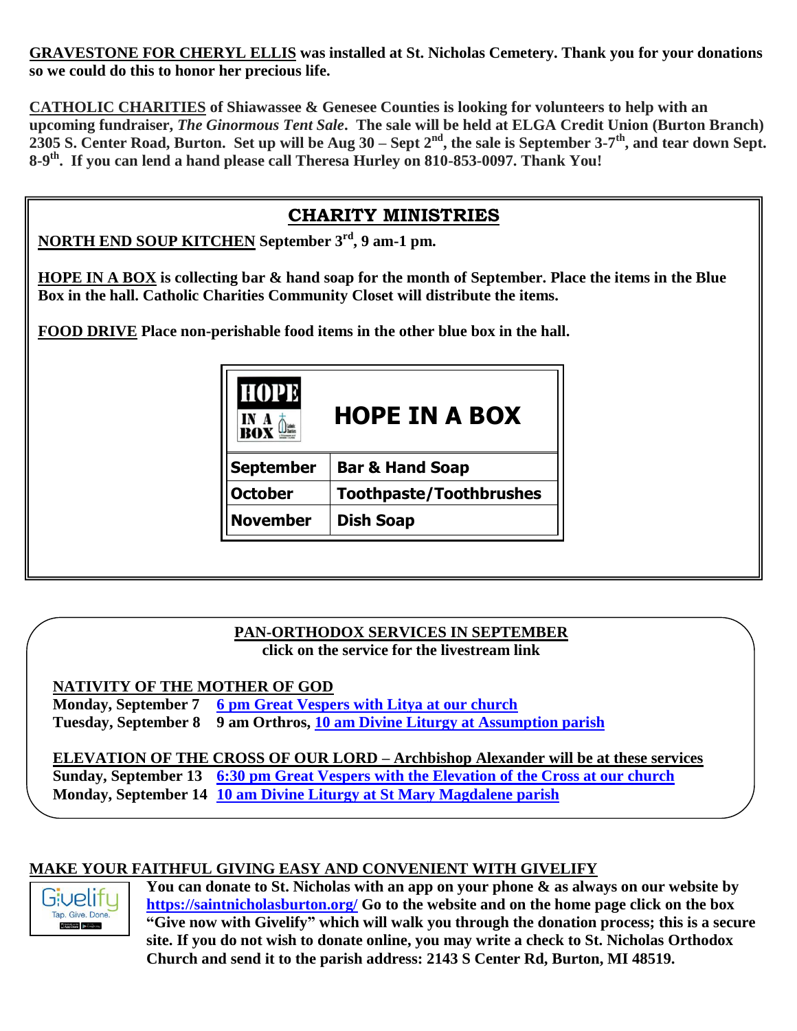**GRAVESTONE FOR CHERYL ELLIS was installed at St. Nicholas Cemetery. Thank you for your donations so we could do this to honor her precious life.**

**CATHOLIC CHARITIES of Shiawassee & Genesee Counties is looking for volunteers to help with an upcoming fundraiser, *The Ginormous Tent Sale*. The sale will be held at ELGA Credit Union (Burton Branch) 2305 S. Center Road, Burton. Set up will be Aug 30 – Sept 2nd, the sale is September 3-7th, and tear down Sept. 8-9th. If you can lend a hand please call Theresa Hurley on 810-853-0097. Thank You!**

## CHARITY MINISTRIES

**NORTH END SOUP KITCHEN September 3rd, 9 am-1 pm.**

**HOPE IN A BOX is collecting bar & hand soap for the month of September. Place the items in the Blue Box in the hall. Catholic Charities Community Closet will distribute the items.**

**FOOD DRIVE Place non-perishable food items in the other blue box in the hall.**

| HOPE IN A BOX | HOPE IN A BOX |
|---|---|
| September | Bar & Hand Soap |
| October | Toothpaste/Toothbrushes |
| November | Dish Soap |

## PAN-ORTHODOX SERVICES IN SEPTEMBER

**click on the service for the livestream link**

**NATIVITY OF THE MOTHER OF GOD**

**Monday, September 7 — 6 pm Great Vespers with Litya at our church**
**Tuesday, September 8 — 9 am Orthros, 10 am Divine Liturgy at Assumption parish**

**ELEVATION OF THE CROSS OF OUR LORD – Archbishop Alexander will be at these services**

**Sunday, September 13 — 6:30 pm Great Vespers with the Elevation of the Cross at our church**
**Monday, September 14 — 10 am Divine Liturgy at St Mary Magdalene parish**

## MAKE YOUR FAITHFUL GIVING EASY AND CONVENIENT WITH GIVELIFY

**You can donate to St. Nicholas with an app on your phone & as always on our website by https://saintnicholasburton.org/ Go to the website and on the home page click on the box "Give now with Givelify" which will walk you through the donation process; this is a secure site. If you do not wish to donate online, you may write a check to St. Nicholas Orthodox Church and send it to the parish address: 2143 S Center Rd, Burton, MI 48519.**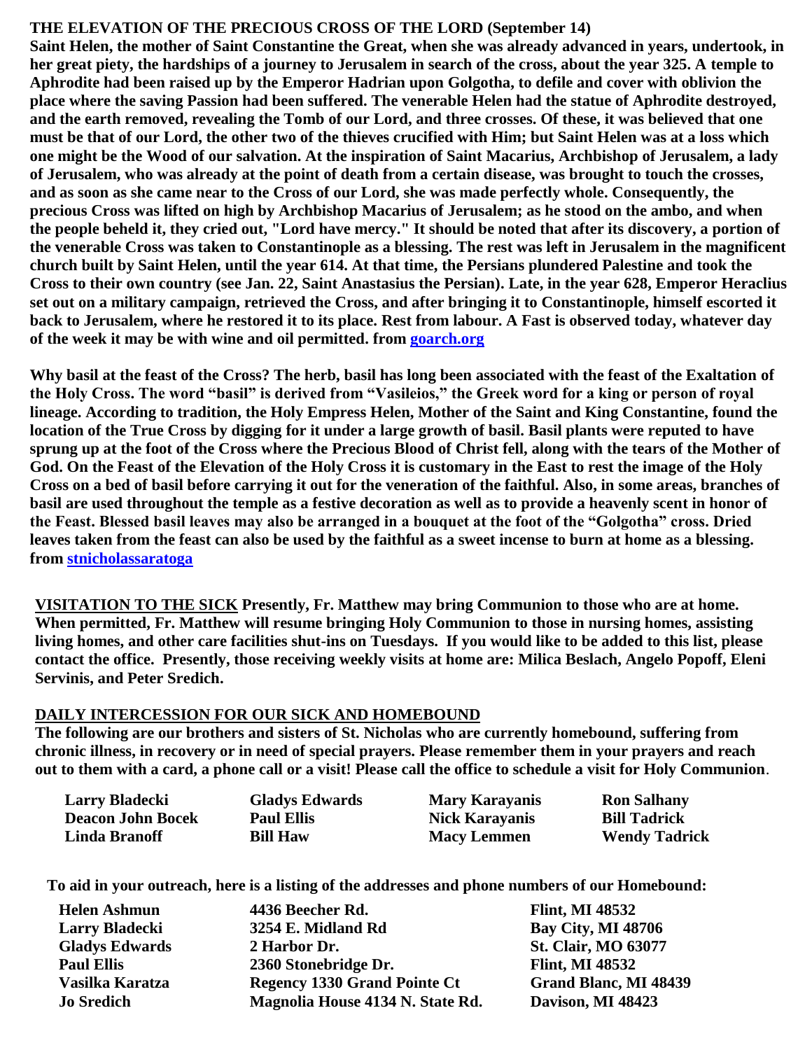## THE ELEVATION OF THE PRECIOUS CROSS OF THE LORD (September 14)

**Saint Helen, the mother of Saint Constantine the Great, when she was already advanced in years, undertook, in her great piety, the hardships of a journey to Jerusalem in search of the cross, about the year 325. A temple to Aphrodite had been raised up by the Emperor Hadrian upon Golgotha, to defile and cover with oblivion the place where the saving Passion had been suffered. The venerable Helen had the statue of Aphrodite destroyed, and the earth removed, revealing the Tomb of our Lord, and three crosses. Of these, it was believed that one must be that of our Lord, the other two of the thieves crucified with Him; but Saint Helen was at a loss which one might be the Wood of our salvation. At the inspiration of Saint Macarius, Archbishop of Jerusalem, a lady of Jerusalem, who was already at the point of death from a certain disease, was brought to touch the crosses, and as soon as she came near to the Cross of our Lord, she was made perfectly whole. Consequently, the precious Cross was lifted on high by Archbishop Macarius of Jerusalem; as he stood on the ambo, and when the people beheld it, they cried out, "Lord have mercy." It should be noted that after its discovery, a portion of the venerable Cross was taken to Constantinople as a blessing. The rest was left in Jerusalem in the magnificent church built by Saint Helen, until the year 614. At that time, the Persians plundered Palestine and took the Cross to their own country (see Jan. 22, Saint Anastasius the Persian). Late, in the year 628, Emperor Heraclius set out on a military campaign, retrieved the Cross, and after bringing it to Constantinople, himself escorted it back to Jerusalem, where he restored it to its place. Rest from labour. A Fast is observed today, whatever day of the week it may be with wine and oil permitted. from goarch.org**

**Why basil at the feast of the Cross? The herb, basil has long been associated with the feast of the Exaltation of the Holy Cross. The word "basil" is derived from "Vasileios," the Greek word for a king or person of royal lineage. According to tradition, the Holy Empress Helen, Mother of the Saint and King Constantine, found the location of the True Cross by digging for it under a large growth of basil. Basil plants were reputed to have sprung up at the foot of the Cross where the Precious Blood of Christ fell, along with the tears of the Mother of God. On the Feast of the Elevation of the Holy Cross it is customary in the East to rest the image of the Holy Cross on a bed of basil before carrying it out for the veneration of the faithful. Also, in some areas, branches of basil are used throughout the temple as a festive decoration as well as to provide a heavenly scent in honor of the Feast. Blessed basil leaves may also be arranged in a bouquet at the foot of the "Golgotha" cross. Dried leaves taken from the feast can also be used by the faithful as a sweet incense to burn at home as a blessing. from stnicholassaratoga**

**VISITATION TO THE SICK Presently, Fr. Matthew may bring Communion to those who are at home. When permitted, Fr. Matthew will resume bringing Holy Communion to those in nursing homes, assisting living homes, and other care facilities shut-ins on Tuesdays. If you would like to be added to this list, please contact the office. Presently, those receiving weekly visits at home are: Milica Beslach, Angelo Popoff, Eleni Servinis, and Peter Sredich.**

## DAILY INTERCESSION FOR OUR SICK AND HOMEBOUND

**The following are our brothers and sisters of St. Nicholas who are currently homebound, suffering from chronic illness, in recovery or in need of special prayers. Please remember them in your prayers and reach out to them with a card, a phone call or a visit! Please call the office to schedule a visit for Holy Communion.**

| | | | |
|---|---|---|---|
| Larry Bladecki | Gladys Edwards | Mary Karayanis | Ron Salhany |
| Deacon John Bocek | Paul Ellis | Nick Karayanis | Bill Tadrick |
| Linda Branoff | Bill Haw | Macy Lemmen | Wendy Tadrick |

**To aid in your outreach, here is a listing of the addresses and phone numbers of our Homebound:**

| | | |
|---|---|---|
| Helen Ashmun | 4436 Beecher Rd. | Flint, MI 48532 |
| Larry Bladecki | 3254 E. Midland Rd | Bay City, MI 48706 |
| Gladys Edwards | 2 Harbor Dr. | St. Clair, MO 63077 |
| Paul Ellis | 2360 Stonebridge Dr. | Flint, MI 48532 |
| Vasilka Karatza | Regency 1330 Grand Pointe Ct | Grand Blanc, MI 48439 |
| Jo Sredich | Magnolia House 4134 N. State Rd. | Davison, MI 48423 |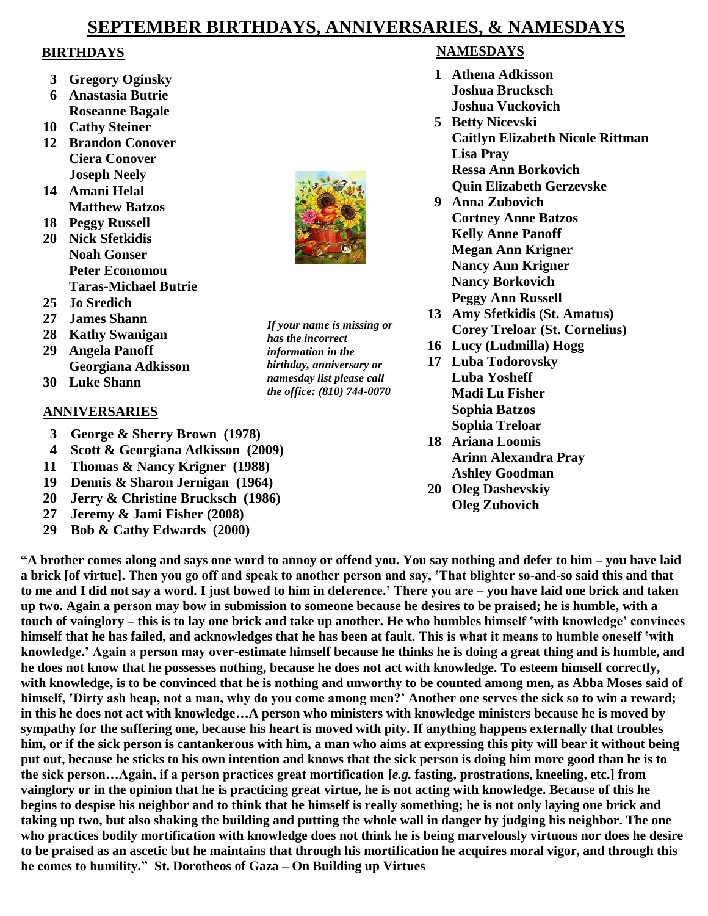# SEPTEMBER BIRTHDAYS, ANNIVERSARIES, & NAMESDAYS

## BIRTHDAYS

- **3** Gregory Oginsky
- **6** Anastasia Butrie
  - Roseanne Bagale
- **10** Cathy Steiner
- **12** Brandon Conover
  - Ciera Conover
  - Joseph Neely
- **14** Amani Helal
  - Matthew Batzos
- **18** Peggy Russell
- **20** Nick Sfetkidis
  - Noah Gonser
  - Peter Economou
  - Taras-Michael Butrie
- **25** Jo Sredich
- **27** James Shann
- **28** Kathy Swanigan
- **29** Angela Panoff
  - Georgiana Adkisson
- **30** Luke Shann

## ANNIVERSARIES

- **3** George & Sherry Brown (1978)
- **4** Scott & Georgiana Adkisson (2009)
- **11** Thomas & Nancy Krigner (1988)
- **19** Dennis & Sharon Jernigan (1964)
- **20** Jerry & Christine Brucksch (1986)
- **27** Jeremy & Jami Fisher (2008)
- **29** Bob & Cathy Edwards (2000)

*If your name is missing or has the incorrect information in the birthday, anniversary or namesday list please call the office: (810) 744-0070*

## NAMESDAYS

- **1** Athena Adkisson
  - Joshua Brucksch
  - Joshua Vuckovich
- **5** Betty Nicevski
  - Caitlyn Elizabeth Nicole Rittman
  - Lisa Pray
  - Ressa Ann Borkovich
  - Quin Elizabeth Gerzevske
- **9** Anna Zubovich
  - Cortney Anne Batzos
  - Kelly Anne Panoff
  - Megan Ann Krigner
  - Nancy Ann Krigner
  - Nancy Borkovich
  - Peggy Ann Russell
- **13** Amy Sfetkidis (St. Amatus)
  - Corey Treloar (St. Cornelius)
- **16** Lucy (Ludmilla) Hogg
- **17** Luba Todorovsky
  - Luba Yosheff
  - Madi Lu Fisher
  - Sophia Batzos
  - Sophia Treloar
- **18** Ariana Loomis
  - Arinn Alexandra Pray
  - Ashley Goodman
- **20** Oleg Dashevskiy
  - Oleg Zubovich

**"A brother comes along and says one word to annoy or offend you. You say nothing and defer to him – you have laid a brick [of virtue]. Then you go off and speak to another person and say, 'That blighter so-and-so said this and that to me and I did not say a word. I just bowed to him in deference.' There you are – you have laid one brick and taken up two. Again a person may bow in submission to someone because he desires to be praised; he is humble, with a touch of vainglory – this is to lay one brick and take up another. He who humbles himself 'with knowledge' convinces himself that he has failed, and acknowledges that he has been at fault. This is what it means to humble oneself 'with knowledge.' Again a person may over-estimate himself because he thinks he is doing a great thing and is humble, and he does not know that he possesses nothing, because he does not act with knowledge. To esteem himself correctly, with knowledge, is to be convinced that he is nothing and unworthy to be counted among men, as Abba Moses said of himself, 'Dirty ash heap, not a man, why do you come among men?' Another one serves the sick so to win a reward; in this he does not act with knowledge…A person who ministers with knowledge ministers because he is moved by sympathy for the suffering one, because his heart is moved with pity. If anything happens externally that troubles him, or if the sick person is cantankerous with him, a man who aims at expressing this pity will bear it without being put out, because he sticks to his own intention and knows that the sick person is doing him more good than he is to the sick person…Again, if a person practices great mortification [*e.g.* fasting, prostrations, kneeling, etc.] from vainglory or in the opinion that he is practicing great virtue, he is not acting with knowledge. Because of this he begins to despise his neighbor and to think that he himself is really something; he is not only laying one brick and taking up two, but also shaking the building and putting the whole wall in danger by judging his neighbor. The one who practices bodily mortification with knowledge does not think he is being marvelously virtuous nor does he desire to be praised as an ascetic but he maintains that through his mortification he acquires moral vigor, and through this he comes to humility." St. Dorotheos of Gaza – On Building up Virtues**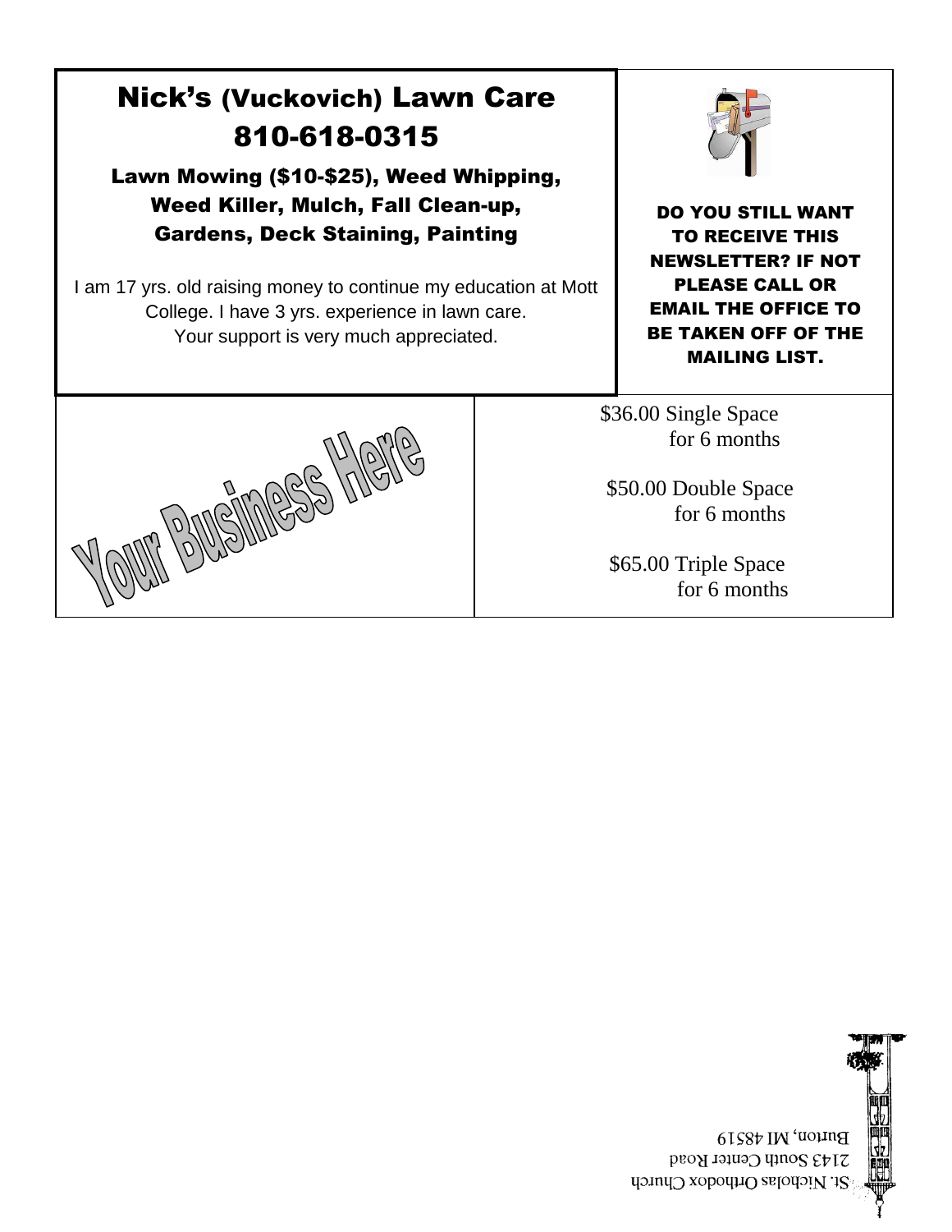## Nick's (Vuckovich) Lawn Care
## 810-618-0315

**Lawn Mowing ($10-$25), Weed Whipping, Weed Killer, Mulch, Fall Clean-up, Gardens, Deck Staining, Painting**

I am 17 yrs. old raising money to continue my education at Mott College. I have 3 yrs. experience in lawn care. Your support is very much appreciated.

**DO YOU STILL WANT TO RECEIVE THIS NEWSLETTER? IF NOT PLEASE CALL OR EMAIL THE OFFICE TO BE TAKEN OFF OF THE MAILING LIST.**

Your Business Here

$36.00 Single Space for 6 months

$50.00 Double Space for 6 months

$65.00 Triple Space for 6 months

St. Nicholas Orthodox Church
2143 South Center Road
Burton, MI 48519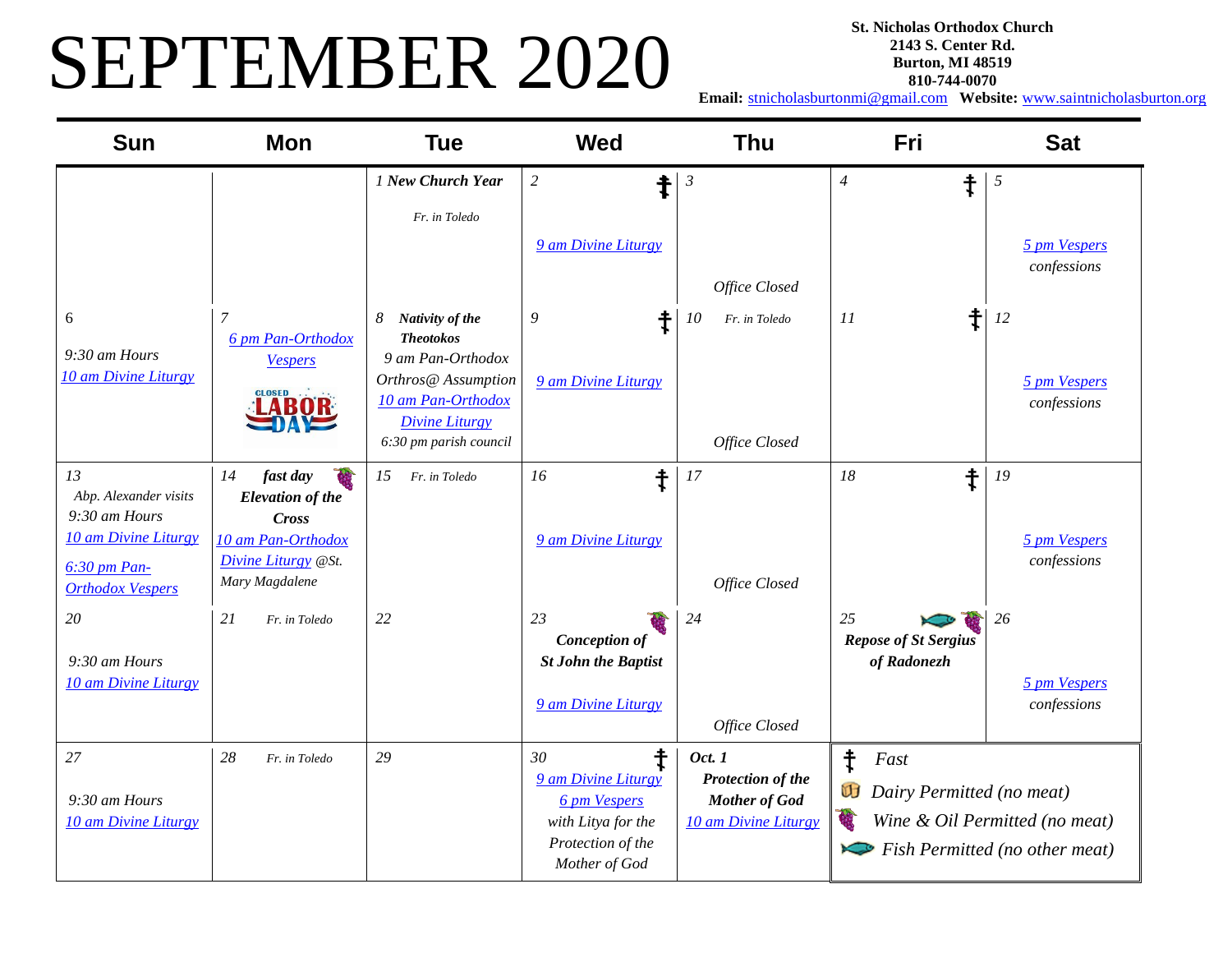# SEPTEMBER 2020

**St. Nicholas Orthodox Church**
**2143 S. Center Rd.**
**Burton, MI 48519**
**810-744-0070**
**Email:** stnicholasburtonmi@gmail.com **Website:** www.saintnicholasburton.org

| Sun | Mon | Tue | Wed | Thu | Fri | Sat |
|---|---|---|---|---|---|---|
| | | *1* ***New Church Year*** <br> *Fr. in Toledo* | *2* ‡ <br> *9 am Divine Liturgy* | *3* <br> *Office Closed* | *4* ‡ | *5* <br> *5 pm Vespers* <br> *confessions* |
| 6 <br> *9:30 am Hours* <br> *10 am Divine Liturgy* | *7* <br> *6 pm Pan-Orthodox Vespers* <br> CLOSED LABOR DAY | *8* ***Nativity of the Theotokos*** <br> *9 am Pan-Orthodox Orthros@ Assumption* <br> *10 am Pan-Orthodox Divine Liturgy* <br> *6:30 pm parish council* | *9* ‡ <br> *9 am Divine Liturgy* | *10* *Fr. in Toledo* <br> *Office Closed* | *11* ‡ | *12* <br> *5 pm Vespers* <br> *confessions* |
| *13* <br> *Abp. Alexander visits* <br> *9:30 am Hours* <br> *10 am Divine Liturgy* <br> *6:30 pm Pan-Orthodox Vespers* | *14* ***fast day*** 🍇 <br> ***Elevation of the Cross*** <br> *10 am Pan-Orthodox Divine Liturgy @St. Mary Magdalene* | *15* *Fr. in Toledo* | *16* ‡ <br> *9 am Divine Liturgy* | *17* <br> *Office Closed* | *18* ‡ | *19* <br> *5 pm Vespers* <br> *confessions* |
| *20* <br> *9:30 am Hours* <br> *10 am Divine Liturgy* | *21* *Fr. in Toledo* | *22* | *23* 🍇 <br> ***Conception of St John the Baptist*** <br> *9 am Divine Liturgy* | *24* <br> *Office Closed* | *25* 🐟 🍇 <br> ***Repose of St Sergius of Radonezh*** | *26* <br> *5 pm Vespers* <br> *confessions* |
| *27* <br> *9:30 am Hours* <br> *10 am Divine Liturgy* | *28* *Fr. in Toledo* | *29* | *30* ‡ <br> *9 am Divine Liturgy* <br> *6 pm Vespers* <br> *with Litya for the Protection of the Mother of God* | ***Oct. 1*** <br> ***Protection of the Mother of God*** <br> *10 am Divine Liturgy* | ‡ *Fast* <br> 🧀 *Dairy Permitted (no meat)* <br> 🍇 *Wine & Oil Permitted (no meat)* <br> 🐟 *Fish Permitted (no other meat)* | |